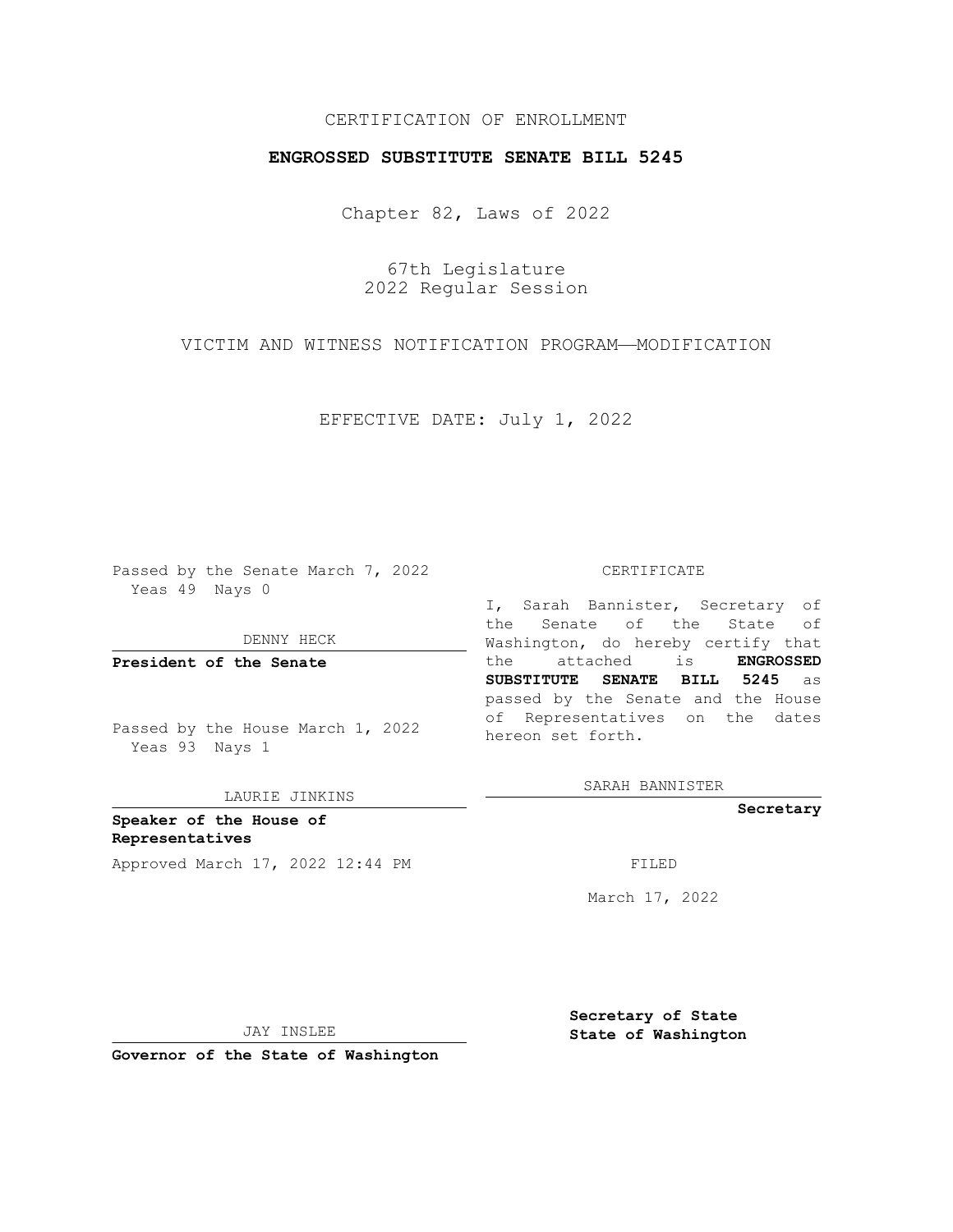CERTIFICATION OF ENROLLMENT

**ENGROSSED SUBSTITUTE SENATE BILL 5245**

Chapter 82, Laws of 2022

67th Legislature
2022 Regular Session

VICTIM AND WITNESS NOTIFICATION PROGRAM—MODIFICATION

EFFECTIVE DATE: July 1, 2022

Passed by the Senate March 7, 2022
Yeas 49 Nays 0

DENNY HECK

**President of the Senate**

Passed by the House March 1, 2022
Yeas 93 Nays 1

LAURIE JINKINS

**Speaker of the House of Representatives**

Approved March 17, 2022 12:44 PM

JAY INSLEE

**Governor of the State of Washington**

CERTIFICATE

I, Sarah Bannister, Secretary of the Senate of the State of Washington, do hereby certify that the attached is **ENGROSSED SUBSTITUTE SENATE BILL 5245** as passed by the Senate and the House of Representatives on the dates hereon set forth.

SARAH BANNISTER

**Secretary**

FILED

March 17, 2022

**Secretary of State**
**State of Washington**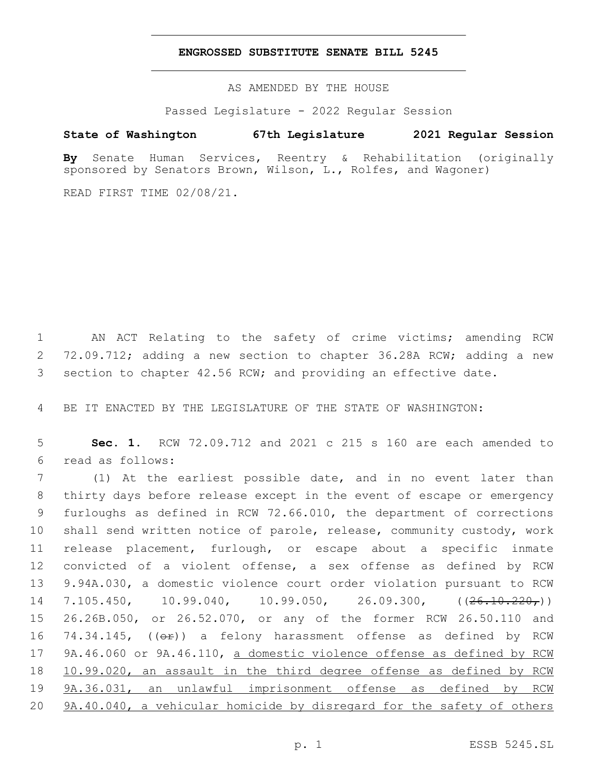**ENGROSSED SUBSTITUTE SENATE BILL 5245**

AS AMENDED BY THE HOUSE

Passed Legislature - 2022 Regular Session

**State of Washington 67th Legislature 2021 Regular Session**

**By** Senate Human Services, Reentry & Rehabilitation (originally sponsored by Senators Brown, Wilson, L., Rolfes, and Wagoner)

READ FIRST TIME 02/08/21.

AN ACT Relating to the safety of crime victims; amending RCW 72.09.712; adding a new section to chapter 36.28A RCW; adding a new section to chapter 42.56 RCW; and providing an effective date.

BE IT ENACTED BY THE LEGISLATURE OF THE STATE OF WASHINGTON:

**Sec. 1.** RCW 72.09.712 and 2021 c 215 s 160 are each amended to read as follows:

(1) At the earliest possible date, and in no event later than thirty days before release except in the event of escape or emergency furloughs as defined in RCW 72.66.010, the department of corrections shall send written notice of parole, release, community custody, work release placement, furlough, or escape about a specific inmate convicted of a violent offense, a sex offense as defined by RCW 9.94A.030, a domestic violence court order violation pursuant to RCW 7.105.450, 10.99.040, 10.99.050, 26.09.300, ((~~26.10.220,~~)) 26.26B.050, or 26.52.070, or any of the former RCW 26.50.110 and 74.34.145, ((~~or~~)) a felony harassment offense as defined by RCW 9A.46.060 or 9A.46.110, <u>a domestic violence offense as defined by RCW 10.99.020, an assault in the third degree offense as defined by RCW 9A.36.031, an unlawful imprisonment offense as defined by RCW 9A.40.040, a vehicular homicide by disregard for the safety of others</u>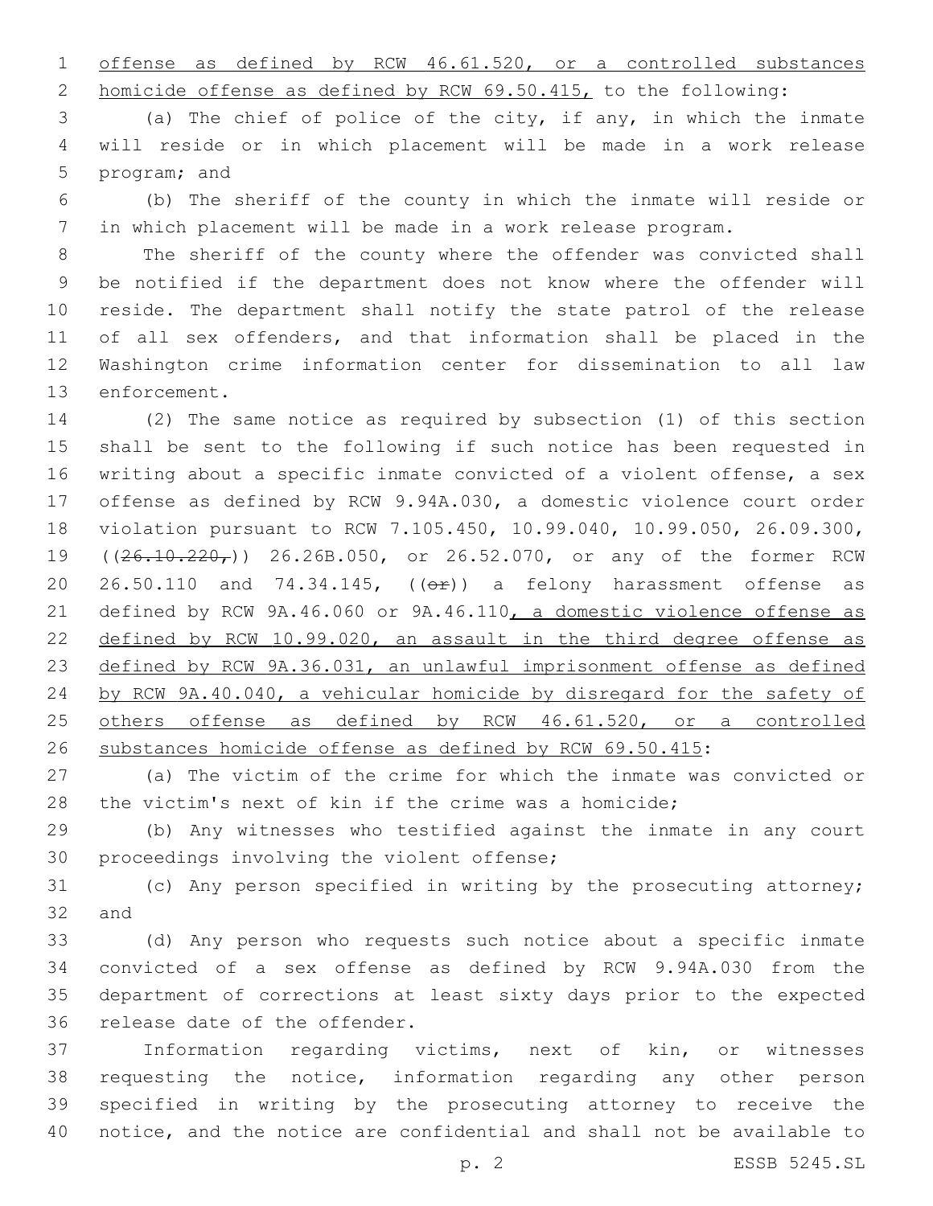offense as defined by RCW 46.61.520, or a controlled substances homicide offense as defined by RCW 69.50.415, to the following:

(a) The chief of police of the city, if any, in which the inmate will reside or in which placement will be made in a work release program; and

(b) The sheriff of the county in which the inmate will reside or in which placement will be made in a work release program.

The sheriff of the county where the offender was convicted shall be notified if the department does not know where the offender will reside. The department shall notify the state patrol of the release of all sex offenders, and that information shall be placed in the Washington crime information center for dissemination to all law enforcement.

(2) The same notice as required by subsection (1) of this section shall be sent to the following if such notice has been requested in writing about a specific inmate convicted of a violent offense, a sex offense as defined by RCW 9.94A.030, a domestic violence court order violation pursuant to RCW 7.105.450, 10.99.040, 10.99.050, 26.09.300, ((~~26.10.220,~~)) 26.26B.050, or 26.52.070, or any of the former RCW 26.50.110 and 74.34.145, ((~~or~~)) a felony harassment offense as defined by RCW 9A.46.060 or 9A.46.110, a domestic violence offense as defined by RCW 10.99.020, an assault in the third degree offense as defined by RCW 9A.36.031, an unlawful imprisonment offense as defined by RCW 9A.40.040, a vehicular homicide by disregard for the safety of others offense as defined by RCW 46.61.520, or a controlled substances homicide offense as defined by RCW 69.50.415:

(a) The victim of the crime for which the inmate was convicted or the victim's next of kin if the crime was a homicide;

(b) Any witnesses who testified against the inmate in any court proceedings involving the violent offense;

(c) Any person specified in writing by the prosecuting attorney; and

(d) Any person who requests such notice about a specific inmate convicted of a sex offense as defined by RCW 9.94A.030 from the department of corrections at least sixty days prior to the expected release date of the offender.

Information regarding victims, next of kin, or witnesses requesting the notice, information regarding any other person specified in writing by the prosecuting attorney to receive the notice, and the notice are confidential and shall not be available to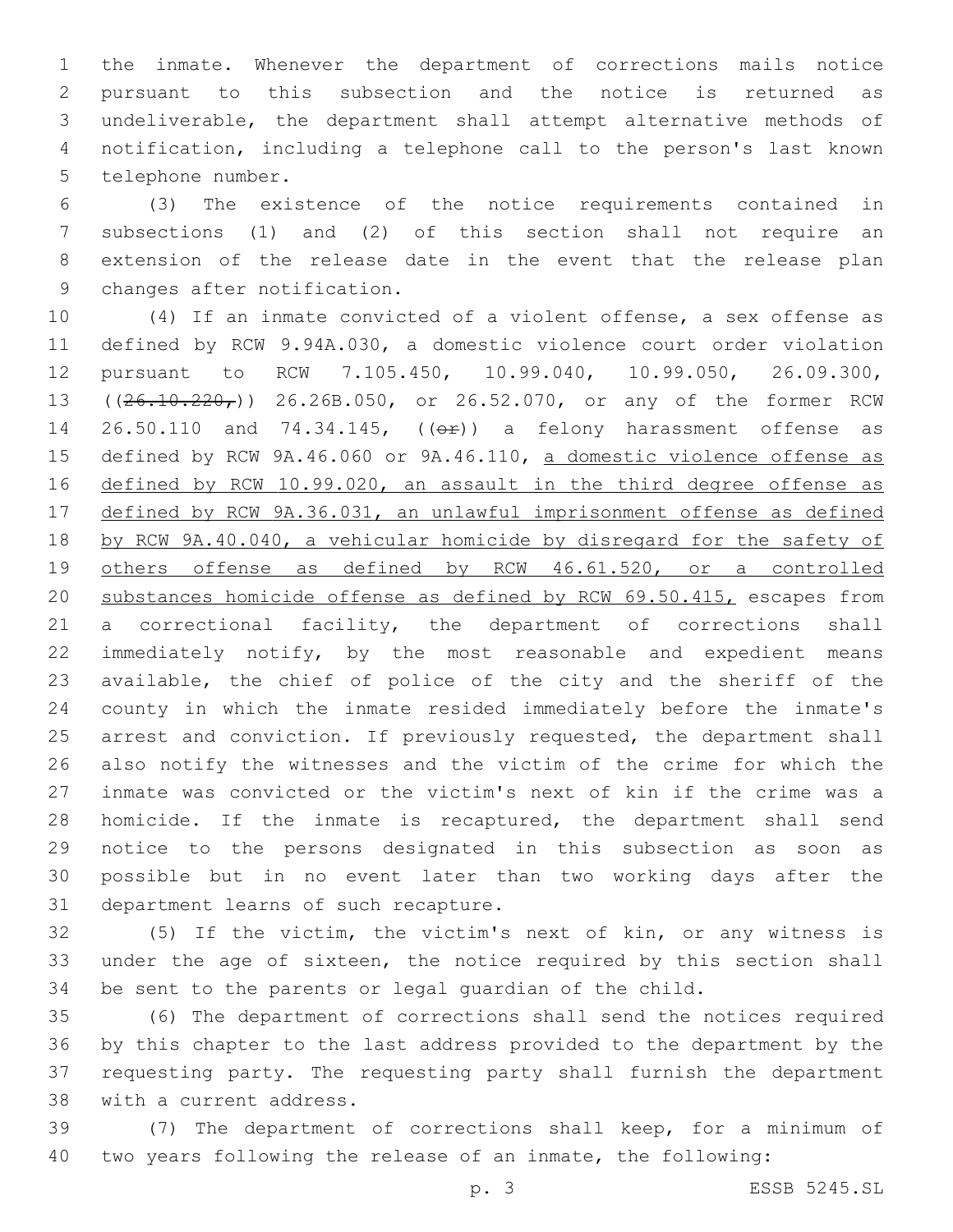the inmate. Whenever the department of corrections mails notice pursuant to this subsection and the notice is returned as undeliverable, the department shall attempt alternative methods of notification, including a telephone call to the person's last known telephone number.

(3) The existence of the notice requirements contained in subsections (1) and (2) of this section shall not require an extension of the release date in the event that the release plan changes after notification.

(4) If an inmate convicted of a violent offense, a sex offense as defined by RCW 9.94A.030, a domestic violence court order violation pursuant to RCW 7.105.450, 10.99.040, 10.99.050, 26.09.300, ((~~26.10.220,~~)) 26.26B.050, or 26.52.070, or any of the former RCW 26.50.110 and 74.34.145, ((~~or~~)) a felony harassment offense as defined by RCW 9A.46.060 or 9A.46.110, <u>a domestic violence offense as defined by RCW 10.99.020, an assault in the third degree offense as defined by RCW 9A.36.031, an unlawful imprisonment offense as defined by RCW 9A.40.040, a vehicular homicide by disregard for the safety of others offense as defined by RCW 46.61.520, or a controlled substances homicide offense as defined by RCW 69.50.415,</u> escapes from a correctional facility, the department of corrections shall immediately notify, by the most reasonable and expedient means available, the chief of police of the city and the sheriff of the county in which the inmate resided immediately before the inmate's arrest and conviction. If previously requested, the department shall also notify the witnesses and the victim of the crime for which the inmate was convicted or the victim's next of kin if the crime was a homicide. If the inmate is recaptured, the department shall send notice to the persons designated in this subsection as soon as possible but in no event later than two working days after the department learns of such recapture.

(5) If the victim, the victim's next of kin, or any witness is under the age of sixteen, the notice required by this section shall be sent to the parents or legal guardian of the child.

(6) The department of corrections shall send the notices required by this chapter to the last address provided to the department by the requesting party. The requesting party shall furnish the department with a current address.

(7) The department of corrections shall keep, for a minimum of two years following the release of an inmate, the following: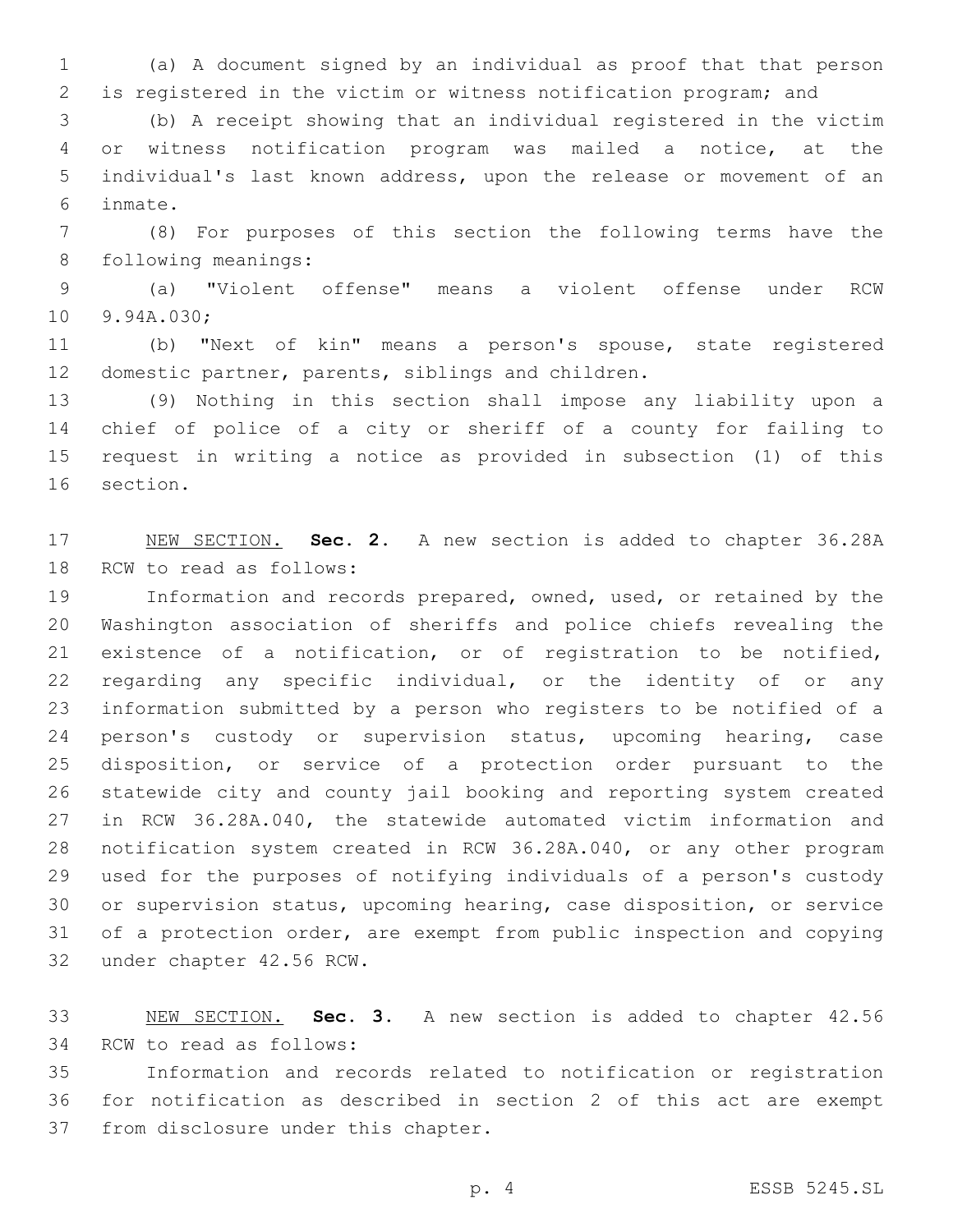(a) A document signed by an individual as proof that that person is registered in the victim or witness notification program; and

(b) A receipt showing that an individual registered in the victim or witness notification program was mailed a notice, at the individual's last known address, upon the release or movement of an inmate.

(8) For purposes of this section the following terms have the following meanings:

(a) "Violent offense" means a violent offense under RCW 9.94A.030;

(b) "Next of kin" means a person's spouse, state registered domestic partner, parents, siblings and children.

(9) Nothing in this section shall impose any liability upon a chief of police of a city or sheriff of a county for failing to request in writing a notice as provided in subsection (1) of this section.

NEW SECTION. **Sec. 2.** A new section is added to chapter 36.28A RCW to read as follows:

Information and records prepared, owned, used, or retained by the Washington association of sheriffs and police chiefs revealing the existence of a notification, or of registration to be notified, regarding any specific individual, or the identity of or any information submitted by a person who registers to be notified of a person's custody or supervision status, upcoming hearing, case disposition, or service of a protection order pursuant to the statewide city and county jail booking and reporting system created in RCW 36.28A.040, the statewide automated victim information and notification system created in RCW 36.28A.040, or any other program used for the purposes of notifying individuals of a person's custody or supervision status, upcoming hearing, case disposition, or service of a protection order, are exempt from public inspection and copying under chapter 42.56 RCW.

NEW SECTION. **Sec. 3.** A new section is added to chapter 42.56 RCW to read as follows:

Information and records related to notification or registration for notification as described in section 2 of this act are exempt from disclosure under this chapter.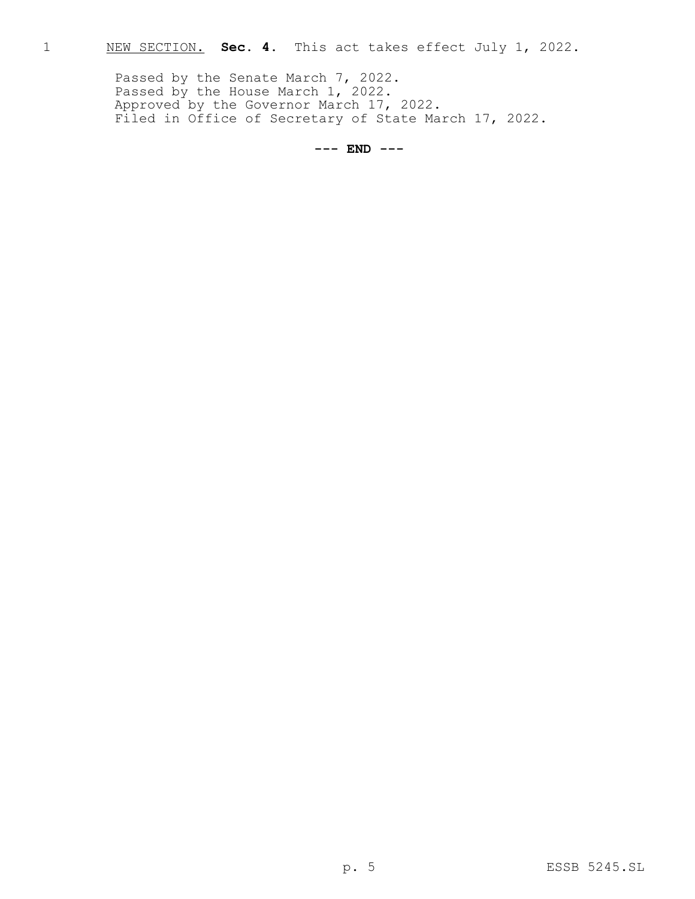NEW SECTION. **Sec. 4.** This act takes effect July 1, 2022.

Passed by the Senate March 7, 2022.
Passed by the House March 1, 2022.
Approved by the Governor March 17, 2022.
Filed in Office of Secretary of State March 17, 2022.

**--- END ---**